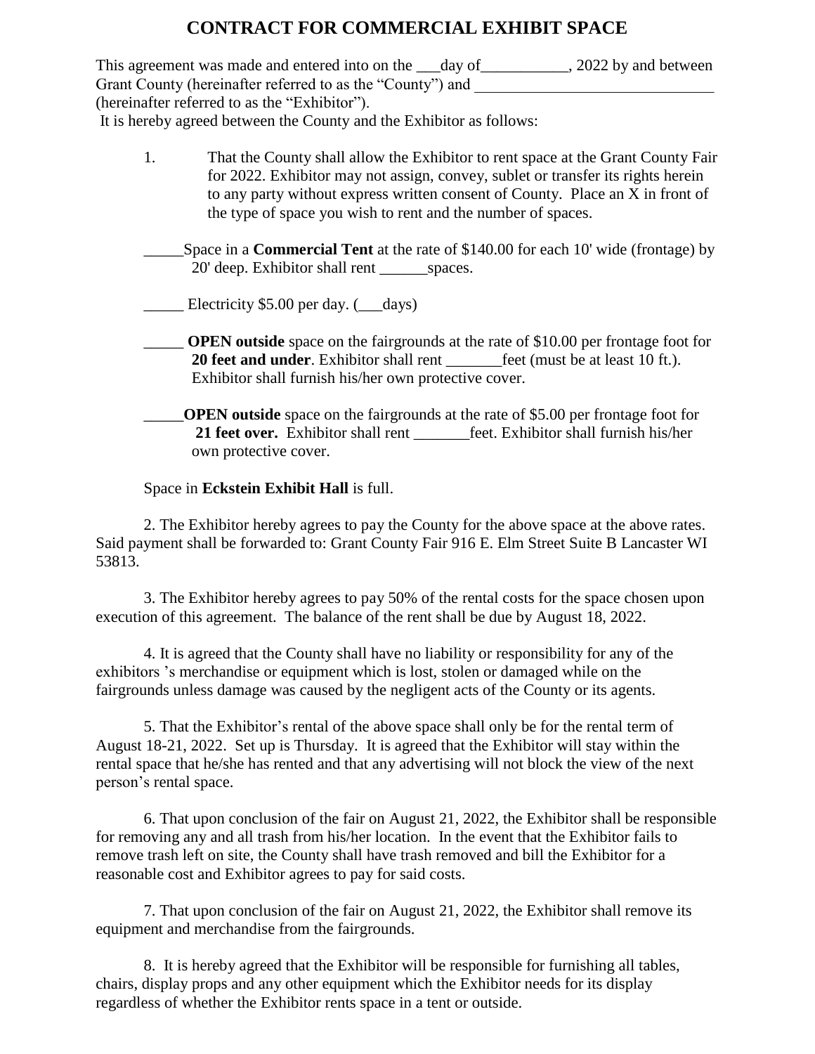# CONTRACT FOR COMMERCIAL EXHIBIT SPACE

This agreement was made and entered into on the ___day of___________, 2022 by and between Grant County (hereinafter referred to as the "County") and ______________________________ (hereinafter referred to as the "Exhibitor").

It is hereby agreed between the County and the Exhibitor as follows:

1. That the County shall allow the Exhibitor to rent space at the Grant County Fair for 2022. Exhibitor may not assign, convey, sublet or transfer its rights herein to any party without express written consent of County. Place an X in front of the type of space you wish to rent and the number of spaces.

_____Space in a **Commercial Tent** at the rate of $140.00 for each 10' wide (frontage) by 20' deep. Exhibitor shall rent ______spaces.

_____ Electricity $5.00 per day. (___days)

_____ **OPEN outside** space on the fairgrounds at the rate of $10.00 per frontage foot for **20 feet and under**. Exhibitor shall rent _______feet (must be at least 10 ft.). Exhibitor shall furnish his/her own protective cover.

_____**OPEN outside** space on the fairgrounds at the rate of $5.00 per frontage foot for **21 feet over.** Exhibitor shall rent _______feet. Exhibitor shall furnish his/her own protective cover.

Space in **Eckstein Exhibit Hall** is full.

2. The Exhibitor hereby agrees to pay the County for the above space at the above rates. Said payment shall be forwarded to: Grant County Fair 916 E. Elm Street Suite B Lancaster WI 53813.

3. The Exhibitor hereby agrees to pay 50% of the rental costs for the space chosen upon execution of this agreement. The balance of the rent shall be due by August 18, 2022.

4. It is agreed that the County shall have no liability or responsibility for any of the exhibitors 's merchandise or equipment which is lost, stolen or damaged while on the fairgrounds unless damage was caused by the negligent acts of the County or its agents.

5. That the Exhibitor's rental of the above space shall only be for the rental term of August 18-21, 2022. Set up is Thursday. It is agreed that the Exhibitor will stay within the rental space that he/she has rented and that any advertising will not block the view of the next person's rental space.

6. That upon conclusion of the fair on August 21, 2022, the Exhibitor shall be responsible for removing any and all trash from his/her location. In the event that the Exhibitor fails to remove trash left on site, the County shall have trash removed and bill the Exhibitor for a reasonable cost and Exhibitor agrees to pay for said costs.

7. That upon conclusion of the fair on August 21, 2022, the Exhibitor shall remove its equipment and merchandise from the fairgrounds.

8. It is hereby agreed that the Exhibitor will be responsible for furnishing all tables, chairs, display props and any other equipment which the Exhibitor needs for its display regardless of whether the Exhibitor rents space in a tent or outside.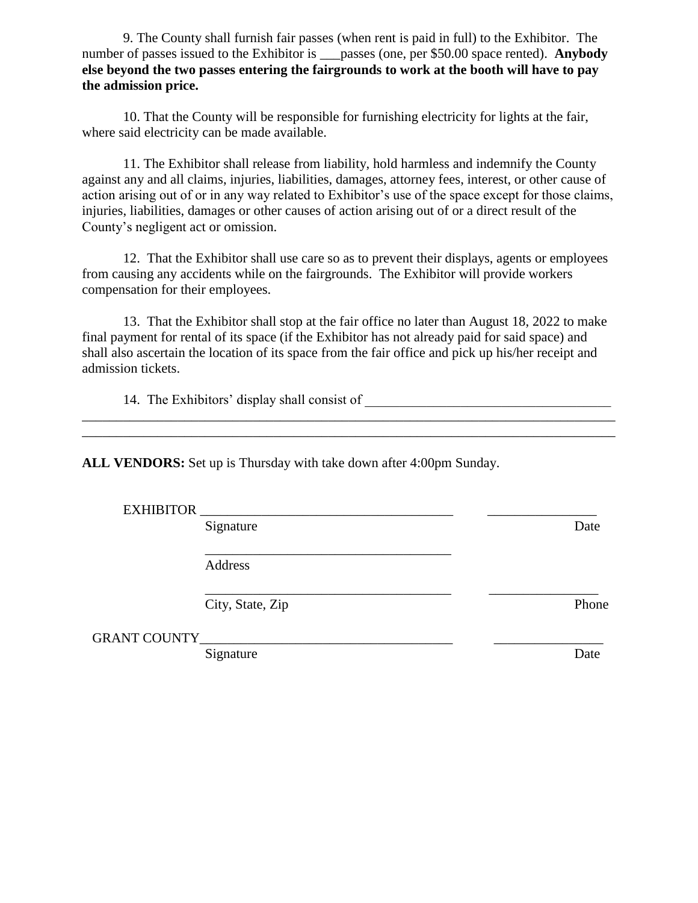9. The County shall furnish fair passes (when rent is paid in full) to the Exhibitor. The number of passes issued to the Exhibitor is ___passes (one, per $50.00 space rented). **Anybody else beyond the two passes entering the fairgrounds to work at the booth will have to pay the admission price.**

10. That the County will be responsible for furnishing electricity for lights at the fair, where said electricity can be made available.

11. The Exhibitor shall release from liability, hold harmless and indemnify the County against any and all claims, injuries, liabilities, damages, attorney fees, interest, or other cause of action arising out of or in any way related to Exhibitor's use of the space except for those claims, injuries, liabilities, damages or other causes of action arising out of or a direct result of the County's negligent act or omission.

12. That the Exhibitor shall use care so as to prevent their displays, agents or employees from causing any accidents while on the fairgrounds. The Exhibitor will provide workers compensation for their employees.

13. That the Exhibitor shall stop at the fair office no later than August 18, 2022 to make final payment for rental of its space (if the Exhibitor has not already paid for said space) and shall also ascertain the location of its space from the fair office and pick up his/her receipt and admission tickets.

14. The Exhibitors' display shall consist of ____________________________________
_______________________________________________________________________________
_______________________________________________________________________________

**ALL VENDORS:** Set up is Thursday with take down after 4:00pm Sunday.

EXHIBITOR _____________________________________ ________________
Signature Date

_____________________________________
Address

_____________________________________ ________________
City, State, Zip Phone

GRANT COUNTY_____________________________________ ________________
Signature Date